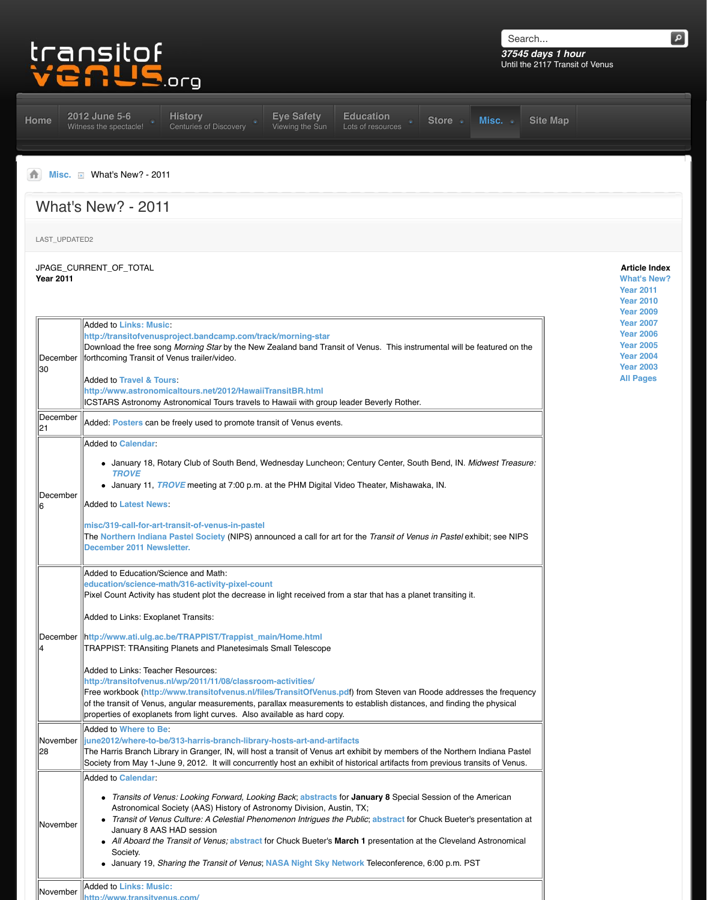transitofvenus.org

37545 days 1 hour
Until the 2117 Transit of Venus

Home | 2012 June 5-6 Witness the spectacle! | History Centuries of Discovery | Eye Safety Viewing the Sun | Education Lots of resources | Store | Misc. | Site Map

Misc. > What's New? - 2011

# What's New? - 2011

LAST_UPDATED2

JPAGE_CURRENT_OF_TOTAL

**Year 2011**

**Article Index**
- What's New?
- Year 2011
- Year 2010
- Year 2009
- Year 2007
- Year 2006
- Year 2005
- Year 2004
- Year 2003
- All Pages

| Date | Update |
|---|---|
| December 30 | Added to Links: Music:<br>http://transitofvenusproject.bandcamp.com/track/morning-star<br>Download the free song *Morning Star* by the New Zealand band Transit of Venus. This instrumental will be featured on the forthcoming Transit of Venus trailer/video.<br><br>Added to Travel & Tours:<br>http://www.astronomicaltours.net/2012/HawaiiTransitBR.html<br>ICSTARS Astronomy Astronomical Tours travels to Hawaii with group leader Beverly Rother. |
| December 21 | Added: Posters can be freely used to promote transit of Venus events. |
| December 6 | Added to Calendar:<br>• January 18, Rotary Club of South Bend, Wednesday Luncheon; Century Center, South Bend, IN. *Midwest Treasure: TROVE*<br>• January 11, *TROVE* meeting at 7:00 p.m. at the PHM Digital Video Theater, Mishawaka, IN.<br><br>Added to Latest News:<br><br>misc/319-call-for-art-transit-of-venus-in-pastel<br>The Northern Indiana Pastel Society (NIPS) announced a call for art for the *Transit of Venus in Pastel* exhibit; see NIPS December 2011 Newsletter. |
| December 4 | Added to Education/Science and Math:<br>education/science-math/316-activity-pixel-count<br>Pixel Count Activity has student plot the decrease in light received from a star that has a planet transiting it.<br><br>Added to Links: Exoplanet Transits:<br><br>http://www.ati.ulg.ac.be/TRAPPIST/Trappist_main/Home.html<br>TRAPPIST: TRAnsiting Planets and Planetesimals Small Telescope<br><br>Added to Links: Teacher Resources:<br>http://transitofvenus.nl/wp/2011/11/08/classroom-activities/<br>Free workbook (http://www.transitofvenus.nl/files/TransitOfVenus.pdf) from Steven van Roode addresses the frequency of the transit of Venus, angular measurements, parallax measurements to establish distances, and finding the physical properties of exoplanets from light curves. Also available as hard copy. |
| November 28 | Added to Where to Be:<br>june2012/where-to-be/313-harris-branch-library-hosts-art-and-artifacts<br>The Harris Branch Library in Granger, IN, will host a transit of Venus art exhibit by members of the Northern Indiana Pastel Society from May 1-June 9, 2012. It will concurrently host an exhibit of historical artifacts from previous transits of Venus. |
| November | Added to Calendar:<br>• *Transits of Venus: Looking Forward, Looking Back*; abstracts for **January 8** Special Session of the American Astronomical Society (AAS) History of Astronomy Division, Austin, TX;<br>• *Transit of Venus Culture: A Celestial Phenomenon Intrigues the Public*; abstract for Chuck Bueter's presentation at January 8 AAS HAD session<br>• *All Aboard the Transit of Venus;* abstract for Chuck Bueter's **March 1** presentation at the Cleveland Astronomical Society.<br>• January 19, *Sharing the Transit of Venus*; NASA Night Sky Network Teleconference, 6:00 p.m. PST |
| November | Added to Links: Music:<br>http://www.transitvenus.com/ |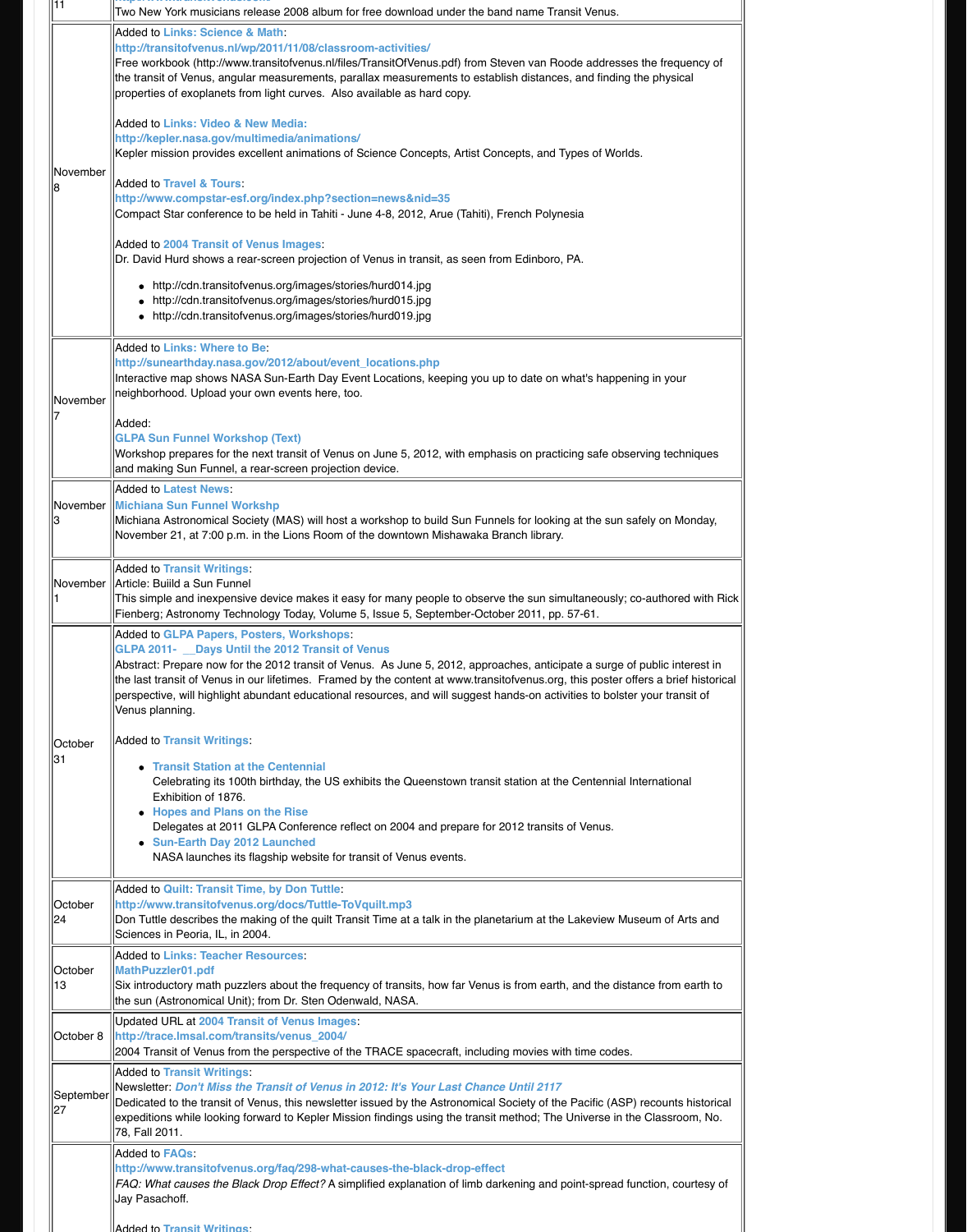| | |
|---|---|
| 11 | Two New York musicians release 2008 album for free download under the band name Transit Venus. |
| November 8 | Added to **Links: Science & Math**:<br>**http://transitofvenus.nl/wp/2011/11/08/classroom-activities/**<br>Free workbook (http://www.transitofvenus.nl/files/TransitOfVenus.pdf) from Steven van Roode addresses the frequency of the transit of Venus, angular measurements, parallax measurements to establish distances, and finding the physical properties of exoplanets from light curves. Also available as hard copy.<br><br>Added to **Links: Video & New Media:**<br>**http://kepler.nasa.gov/multimedia/animations/**<br>Kepler mission provides excellent animations of Science Concepts, Artist Concepts, and Types of Worlds.<br><br>Added to **Travel & Tours**:<br>**http://www.compstar-esf.org/index.php?section=news&nid=35**<br>Compact Star conference to be held in Tahiti - June 4-8, 2012, Arue (Tahiti), French Polynesia<br><br>Added to **2004 Transit of Venus Images**:<br>Dr. David Hurd shows a rear-screen projection of Venus in transit, as seen from Edinboro, PA.<br>• http://cdn.transitofvenus.org/images/stories/hurd014.jpg<br>• http://cdn.transitofvenus.org/images/stories/hurd015.jpg<br>• http://cdn.transitofvenus.org/images/stories/hurd019.jpg |
| November 7 | Added to **Links: Where to Be**:<br>**http://sunearthday.nasa.gov/2012/about/event_locations.php**<br>Interactive map shows NASA Sun-Earth Day Event Locations, keeping you up to date on what's happening in your neighborhood. Upload your own events here, too.<br><br>Added:<br>**GLPA Sun Funnel Workshop (Text)**<br>Workshop prepares for the next transit of Venus on June 5, 2012, with emphasis on practicing safe observing techniques and making Sun Funnel, a rear-screen projection device. |
| November 3 | Added to **Latest News**:<br>**Michiana Sun Funnel Workshp**<br>Michiana Astronomical Society (MAS) will host a workshop to build Sun Funnels for looking at the sun safely on Monday, November 21, at 7:00 p.m. in the Lions Room of the downtown Mishawaka Branch library. |
| November 1 | Added to **Transit Writings**:<br>Article: Buiild a Sun Funnel<br>This simple and inexpensive device makes it easy for many people to observe the sun simultaneously; co-authored with Rick Fienberg; Astronomy Technology Today, Volume 5, Issue 5, September-October 2011, pp. 57-61. |
| October 31 | Added to **GLPA Papers, Posters, Workshops**:<br>**GLPA 2011- __Days Until the 2012 Transit of Venus**<br>Abstract: Prepare now for the 2012 transit of Venus. As June 5, 2012, approaches, anticipate a surge of public interest in the last transit of Venus in our lifetimes. Framed by the content at www.transitofvenus.org, this poster offers a brief historical perspective, will highlight abundant educational resources, and will suggest hands-on activities to bolster your transit of Venus planning.<br><br>Added to **Transit Writings**:<br>• **Transit Station at the Centennial**<br>Celebrating its 100th birthday, the US exhibits the Queenstown transit station at the Centennial International Exhibition of 1876.<br>• **Hopes and Plans on the Rise**<br>Delegates at 2011 GLPA Conference reflect on 2004 and prepare for 2012 transits of Venus.<br>• **Sun-Earth Day 2012 Launched**<br>NASA launches its flagship website for transit of Venus events. |
| October 24 | Added to **Quilt: Transit Time, by Don Tuttle**:<br>**http://www.transitofvenus.org/docs/Tuttle-ToVquilt.mp3**<br>Don Tuttle describes the making of the quilt Transit Time at a talk in the planetarium at the Lakeview Museum of Arts and Sciences in Peoria, IL, in 2004. |
| October 13 | Added to **Links: Teacher Resources**:<br>**MathPuzzler01.pdf**<br>Six introductory math puzzlers about the frequency of transits, how far Venus is from earth, and the distance from earth to the sun (Astronomical Unit); from Dr. Sten Odenwald, NASA. |
| October 8 | Updated URL at **2004 Transit of Venus Images**:<br>**http://trace.lmsal.com/transits/venus_2004/**<br>2004 Transit of Venus from the perspective of the TRACE spacecraft, including movies with time codes. |
| September 27 | Added to **Transit Writings**:<br>Newsletter: ***Don't Miss the Transit of Venus in 2012: It's Your Last Chance Until 2117***<br>Dedicated to the transit of Venus, this newsletter issued by the Astronomical Society of the Pacific (ASP) recounts historical expeditions while looking forward to Kepler Mission findings using the transit method; The Universe in the Classroom, No. 78, Fall 2011. |
| | Added to **FAQs**:<br>**http://www.transitofvenus.org/faq/298-what-causes-the-black-drop-effect**<br>*FAQ: What causes the Black Drop Effect?* A simplified explanation of limb darkening and point-spread function, courtesy of Jay Pasachoff.<br><br>Added to **Transit Writings**: |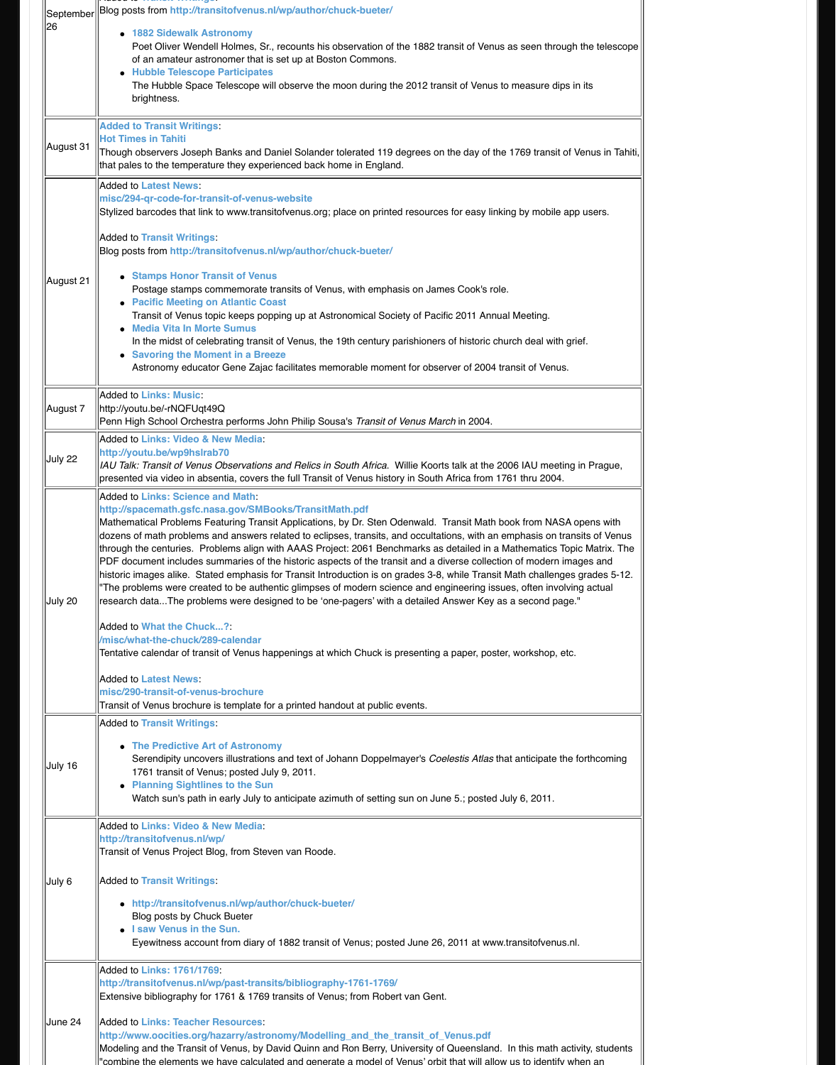| Date | Update |
|---|---|
| September 26 | Blog posts from http://transitofvenus.nl/wp/author/chuck-bueter/<br><br>- **1882 Sidewalk Astronomy**<br>Poet Oliver Wendell Holmes, Sr., recounts his observation of the 1882 transit of Venus as seen through the telescope of an amateur astronomer that is set up at Boston Commons.<br>- **Hubble Telescope Participates**<br>The Hubble Space Telescope will observe the moon during the 2012 transit of Venus to measure dips in its brightness. |
| August 31 | **Added to Transit Writings**:<br>**Hot Times in Tahiti**<br>Though observers Joseph Banks and Daniel Solander tolerated 119 degrees on the day of the 1769 transit of Venus in Tahiti, that pales to the temperature they experienced back home in England. |
| August 21 | Added to **Latest News**:<br>**misc/294-qr-code-for-transit-of-venus-website**<br>Stylized barcodes that link to www.transitofvenus.org; place on printed resources for easy linking by mobile app users.<br><br>Added to **Transit Writings**:<br>Blog posts from http://transitofvenus.nl/wp/author/chuck-bueter/<br><br>- **Stamps Honor Transit of Venus**<br>Postage stamps commemorate transits of Venus, with emphasis on James Cook's role.<br>- **Pacific Meeting on Atlantic Coast**<br>Transit of Venus topic keeps popping up at Astronomical Society of Pacific 2011 Annual Meeting.<br>- **Media Vita In Morte Sumus**<br>In the midst of celebrating transit of Venus, the 19th century parishioners of historic church deal with grief.<br>- **Savoring the Moment in a Breeze**<br>Astronomy educator Gene Zajac facilitates memorable moment for observer of 2004 transit of Venus. |
| August 7 | Added to **Links: Music**:<br>http://youtu.be/-rNQFUqt49Q<br>Penn High School Orchestra performs John Philip Sousa's *Transit of Venus March* in 2004. |
| July 22 | Added to **Links: Video & New Media**:<br>**http://youtu.be/wp9hslrab70**<br>*IAU Talk: Transit of Venus Observations and Relics in South Africa.* Willie Koorts talk at the 2006 IAU meeting in Prague, presented via video in absentia, covers the full Transit of Venus history in South Africa from 1761 thru 2004. |
| July 20 | Added to **Links: Science and Math**:<br>**http://spacemath.gsfc.nasa.gov/SMBooks/TransitMath.pdf**<br>Mathematical Problems Featuring Transit Applications, by Dr. Sten Odenwald. Transit Math book from NASA opens with dozens of math problems and answers related to eclipses, transits, and occultations, with an emphasis on transits of Venus through the centuries. Problems align with AAAS Project: 2061 Benchmarks as detailed in a Mathematics Topic Matrix. The PDF document includes summaries of the historic aspects of the transit and a diverse collection of modern images and historic images alike. Stated emphasis for Transit Introduction is on grades 3-8, while Transit Math challenges grades 5-12. "The problems were created to be authentic glimpses of modern science and engineering issues, often involving actual research data...The problems were designed to be 'one-pagers' with a detailed Answer Key as a second page."<br><br>Added to **What the Chuck...?**:<br>**/misc/what-the-chuck/289-calendar**<br>Tentative calendar of transit of Venus happenings at which Chuck is presenting a paper, poster, workshop, etc.<br><br>Added to **Latest News**:<br>**misc/290-transit-of-venus-brochure**<br>Transit of Venus brochure is template for a printed handout at public events. |
| July 16 | Added to **Transit Writings**:<br><br>- **The Predictive Art of Astronomy**<br>Serendipity uncovers illustrations and text of Johann Doppelmayer's *Coelestis Atlas* that anticipate the forthcoming 1761 transit of Venus; posted July 9, 2011.<br>- **Planning Sightlines to the Sun**<br>Watch sun's path in early July to anticipate azimuth of setting sun on June 5.; posted July 6, 2011. |
| July 6 | Added to **Links: Video & New Media**:<br>**http://transitofvenus.nl/wp/**<br>Transit of Venus Project Blog, from Steven van Roode.<br><br>Added to **Transit Writings**:<br><br>- **http://transitofvenus.nl/wp/author/chuck-bueter/**<br>Blog posts by Chuck Bueter<br>- **I saw Venus in the Sun.**<br>Eyewitness account from diary of 1882 transit of Venus; posted June 26, 2011 at www.transitofvenus.nl. |
| June 24 | Added to **Links: 1761/1769**:<br>**http://transitofvenus.nl/wp/past-transits/bibliography-1761-1769/**<br>Extensive bibliography for 1761 & 1769 transits of Venus; from Robert van Gent.<br><br>Added to **Links: Teacher Resources**:<br>**http://www.oocities.org/hazarry/astronomy/Modelling_and_the_transit_of_Venus.pdf**<br>Modeling and the Transit of Venus, by David Quinn and Ron Berry, University of Queensland. In this math activity, students "combine the elements we have calculated and generate a model of Venus' orbit that will allow us to identify when an |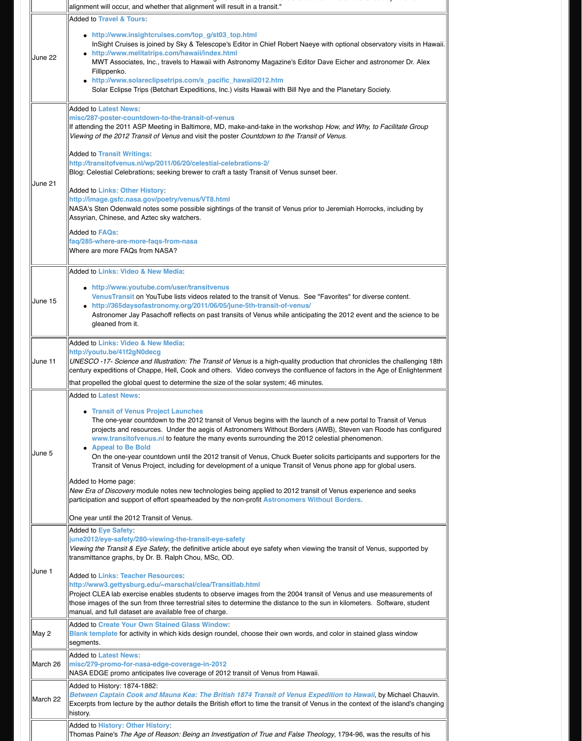alignment will occur, and whether that alignment will result in a transit."

| | |
|---|---|
| June 22 | Added to **Travel & Tours**:<br>• **http://www.insightcruises.com/top_g/st03_top.html**<br>InSight Cruises is joined by Sky & Telescope's Editor in Chief Robert Naeye with optional observatory visits in Hawaii.<br>• **http://www.melitatrips.com/hawaii/index.html**<br>MWT Associates, Inc., travels to Hawaii with Astronomy Magazine's Editor Dave Eicher and astronomer Dr. Alex Fillippenko.<br>• **http://www.solareclipsetrips.com/s_pacific_hawaii2012.htm**<br>Solar Eclipse Trips (Betchart Expeditions, Inc.) visits Hawaii with Bill Nye and the Planetary Society. |
| June 21 | Added to **Latest News**:<br>**misc/287-poster-countdown-to-the-transit-of-venus**<br>If attending the 2011 ASP Meeting in Baltimore, MD, make-and-take in the workshop *How, and Why, to Facilitate Group Viewing of the 2012 Transit of Venus* and visit the poster *Countdown to the Transit of Venus*.<br><br>Added to **Transit Writings**:<br>**http://transitofvenus.nl/wp/2011/06/20/celestial-celebrations-2/**<br>Blog: Celestial Celebrations; seeking brewer to craft a tasty Transit of Venus sunset beer.<br><br>Added to **Links: Other History**:<br>**http://image.gsfc.nasa.gov/poetry/venus/VT8.html**<br>NASA's Sten Odenwald notes some possible sightings of the transit of Venus prior to Jeremiah Horrocks, including by Assyrian, Chinese, and Aztec sky watchers.<br><br>Added to **FAQs**:<br>**faq/285-where-are-more-faqs-from-nasa**<br>Where are more FAQs from NASA? |
| June 15 | Added to **Links: Video & New Media**:<br>• **http://www.youtube.com/user/transitvenus**<br>**VenusTransit** on YouTube lists videos related to the transit of Venus. See "Favorites" for diverse content.<br>• **http://365daysofastronomy.org/2011/06/05/june-5th-transit-of-venus/**<br>Astronomer Jay Pasachoff reflects on past transits of Venus while anticipating the 2012 event and the science to be gleaned from it. |
| June 11 | Added to **Links: Video & New Media**:<br>**http://youtu.be/41f2gN0decg**<br>*UNESCO -17- Science and Illustration: The Transit of Venus* is a high-quality production that chronicles the challenging 18th century expeditions of Chappe, Hell, Cook and others. Video conveys the confluence of factors in the Age of Enlightenment that propelled the global quest to determine the size of the solar system; 46 minutes. |
| June 5 | Added to **Latest News**:<br>• **Transit of Venus Project Launches**<br>The one-year countdown to the 2012 transit of Venus begins with the launch of a new portal to Transit of Venus projects and resources. Under the aegis of Astronomers Without Borders (AWB), Steven van Roode has configured **www.transitofvenus.nl** to feature the many events surrounding the 2012 celestial phenomenon.<br>• **Appeal to Be Bold**<br>On the one-year countdown until the 2012 transit of Venus, Chuck Bueter solicits participants and supporters for the Transit of Venus Project, including for development of a unique Transit of Venus phone app for global users.<br><br>Added to Home page:<br>*New Era of Discovery* module notes new technologies being applied to 2012 transit of Venus experience and seeks participation and support of effort spearheaded by the non-profit **Astronomers Without Borders**.<br><br>One year until the 2012 Transit of Venus. |
| June 1 | Added to **Eye Safety**:<br>**june2012/eye-safety/280-viewing-the-transit-eye-safety**<br>*Viewing the Transit & Eye Safety*, the definitive article about eye safety when viewing the transit of Venus, supported by transmittance graphs, by Dr. B. Ralph Chou, MSc, OD.<br><br>Added to **Links: Teacher Resources**:<br>**http://www3.gettysburg.edu/~marschal/clea/Transitlab.html**<br>Project CLEA lab exercise enables students to observe images from the 2004 transit of Venus and use measurements of those images of the sun from three terrestrial sites to determine the distance to the sun in kilometers. Software, student manual, and full dataset are available free of charge. |
| May 2 | Added to **Create Your Own Stained Glass Window**:<br>**Blank template** for activity in which kids design roundel, choose their own words, and color in stained glass window segments. |
| March 26 | Added to **Latest News**:<br>**misc/279-promo-for-nasa-edge-coverage-in-2012**<br>NASA EDGE promo anticipates live coverage of 2012 transit of Venus from Hawaii. |
| March 22 | Added to History: 1874-1882:<br>***Between Captain Cook and Mauna Kea: The British 1874 Transit of Venus Expedition to Hawaii***, by Michael Chauvin. Excerpts from lecture by the author details the British effort to time the transit of Venus in the context of the island's changing history. |
| | Added to **History: Other History**:<br>Thomas Paine's *The Age of Reason: Being an Investigation of True and False Theology*, 1794-96, was the results of his |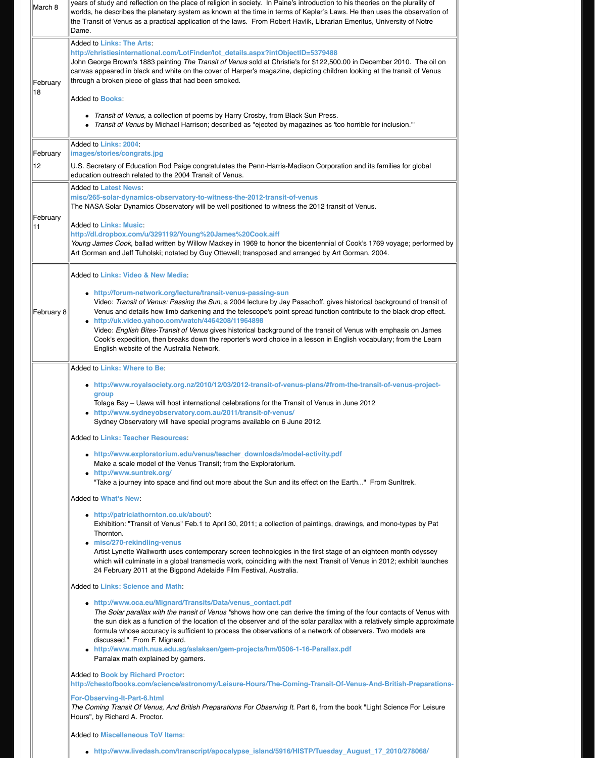| | |
|---|---|
| March 8 | years of study and reflection on the place of religion in society. In Paine's introduction to his theories on the plurality of worlds, he describes the planetary system as known at the time in terms of Kepler's Laws. He then uses the observation of the Transit of Venus as a practical application of the laws. From Robert Havlik, Librarian Emeritus, University of Notre Dame. |
| February 18 | Added to **Links: The Arts**:<br>**http://christiesinternational.com/LotFinder/lot_details.aspx?intObjectID=5379488**<br>John George Brown's 1883 painting *The Transit of Venus* sold at Christie's for $122,500.00 in December 2010. The oil on canvas appeared in black and white on the cover of Harper's magazine, depicting children looking at the transit of Venus through a broken piece of glass that had been smoked.<br><br>Added to **Books**:<br>• *Transit of Venus*, a collection of poems by Harry Crosby, from Black Sun Press.<br>• *Transit of Venus* by Michael Harrison; described as "ejected by magazines as 'too horrible for inclusion.'" |
| February 12 | Added to **Links: 2004**:<br>**images/stories/congrats.jpg**<br>U.S. Secretary of Education Rod Paige congratulates the Penn-Harris-Madison Corporation and its families for global education outreach related to the 2004 Transit of Venus. |
| February 11 | Added to **Latest News**:<br>**misc/265-solar-dynamics-observatory-to-witness-the-2012-transit-of-venus**<br>The NASA Solar Dynamics Observatory will be well positioned to witness the 2012 transit of Venus.<br><br>Added to **Links: Music**:<br>**http://dl.dropbox.com/u/3291192/Young%20James%20Cook.aiff**<br>*Young James Cook*, ballad written by Willow Mackey in 1969 to honor the bicentennial of Cook's 1769 voyage; performed by Art Gorman and Jeff Tuholski; notated by Guy Ottewell; transposed and arranged by Art Gorman, 2004. |
| February 8 | Added to **Links: Video & New Media**:<br>• **http://forum-network.org/lecture/transit-venus-passing-sun**<br>Video: *Transit of Venus: Passing the Sun*, a 2004 lecture by Jay Pasachoff, gives historical background of transit of Venus and details how limb darkening and the telescope's point spread function contribute to the black drop effect.<br>• **http://uk.video.yahoo.com/watch/4464208/11964898**<br>Video: *English Bites-Transit of Venus* gives historical background of the transit of Venus with emphasis on James Cook's expedition, then breaks down the reporter's word choice in a lesson in English vocabulary; from the Learn English website of the Australia Network. |
| | Added to **Links: Where to Be**:<br>• **http://www.royalsociety.org.nz/2010/12/03/2012-transit-of-venus-plans/#from-the-transit-of-venus-project-group**<br>Tolaga Bay – Uawa will host international celebrations for the Transit of Venus in June 2012<br>• **http://www.sydneyobservatory.com.au/2011/transit-of-venus/**<br>Sydney Observatory will have special programs available on 6 June 2012.<br><br>Added to **Links: Teacher Resources**:<br>• **http://www.exploratorium.edu/venus/teacher_downloads/model-activity.pdf**<br>Make a scale model of the Venus Transit; from the Exploratorium.<br>• **http://www.suntrek.org/**<br>"Take a journey into space and find out more about the Sun and its effect on the Earth..." From SunItrek.<br><br>Added to **What's New**:<br>• **http://patriciathornton.co.uk/about/**:<br>Exhibition: "Transit of Venus" Feb.1 to April 30, 2011; a collection of paintings, drawings, and mono-types by Pat Thornton.<br>• **misc/270-rekindling-venus**<br>Artist Lynette Wallworth uses contemporary screen technologies in the first stage of an eighteen month odyssey which will culminate in a global transmedia work, coinciding with the next Transit of Venus in 2012; exhibit launches 24 February 2011 at the Bigpond Adelaide Film Festival, Australia.<br><br>Added to **Links: Science and Math**:<br>• **http://www.oca.eu/Mignard/Transits/Data/venus_contact.pdf**<br>*The Solar parallax with the transit of Venus* "shows how one can derive the timing of the four contacts of Venus with the sun disk as a function of the location of the observer and of the solar parallax with a relatively simple approximate formula whose accuracy is sufficient to process the observations of a network of observers. Two models are discussed." From F. Mignard.<br>• **http://www.math.nus.edu.sg/aslaksen/gem-projects/hm/0506-1-16-Parallax.pdf**<br>Parralax math explained by gamers.<br><br>Added to **Book by Richard Proctor**:<br>**http://chestofbooks.com/science/astronomy/Leisure-Hours/The-Coming-Transit-Of-Venus-And-British-Preparations-For-Observing-It-Part-6.html**<br>*The Coming Transit Of Venus, And British Preparations For Observing It*. Part 6, from the book "Light Science For Leisure Hours", by Richard A. Proctor.<br><br>Added to **Miscellaneous ToV Items**:<br>• **http://www.livedash.com/transcript/apocalypse_island/5916/HISTP/Tuesday_August_17_2010/278068/** |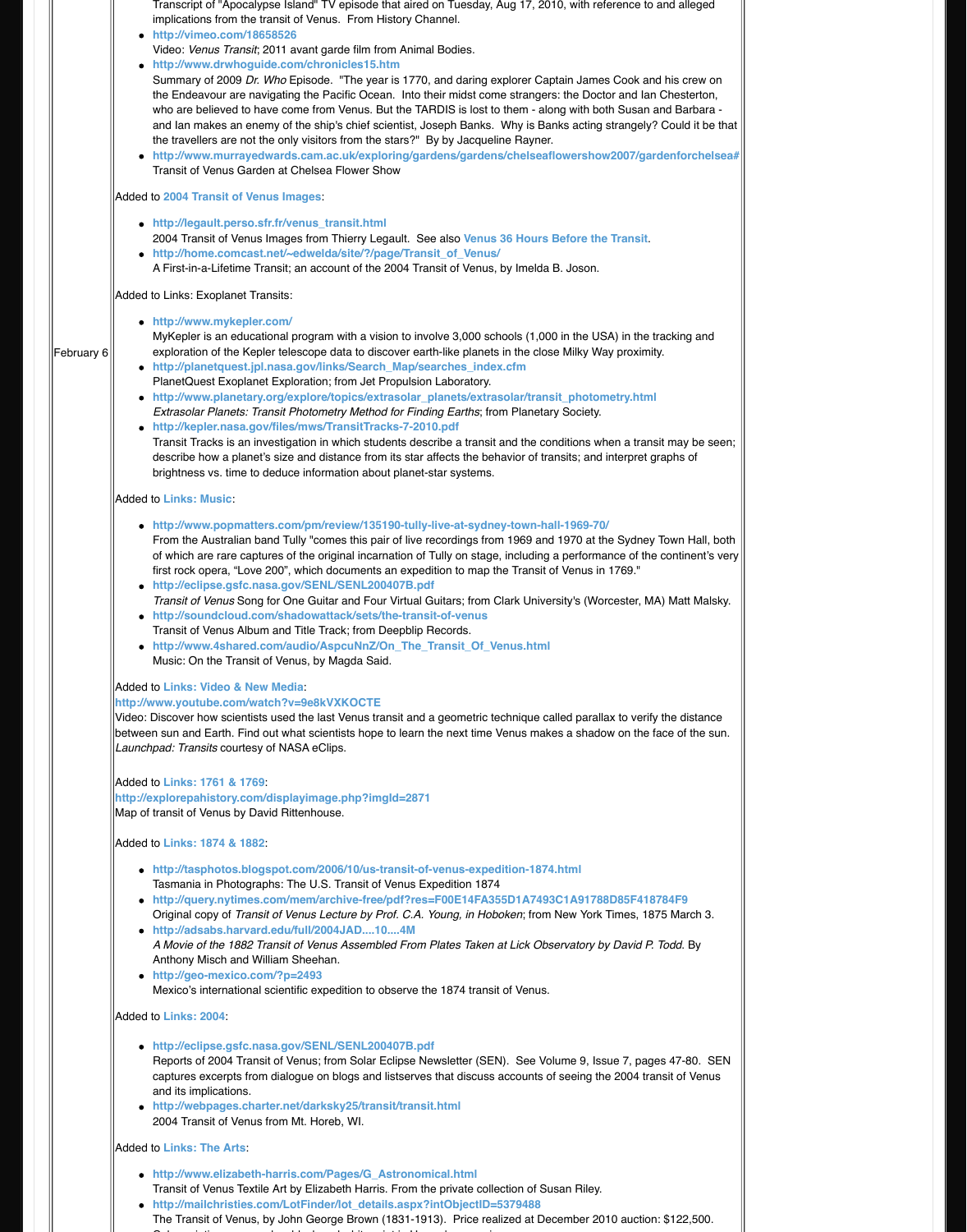Transcript of "Apocalypse Island" TV episode that aired on Tuesday, Aug 17, 2010, with reference to and alleged implications from the transit of Venus. From History Channel.

- http://vimeo.com/18658526
  Video: *Venus Transit*; 2011 avant garde film from Animal Bodies.
- http://www.drwhoguide.com/chronicles15.htm
  Summary of 2009 *Dr. Who* Episode. "The year is 1770, and daring explorer Captain James Cook and his crew on the Endeavour are navigating the Pacific Ocean. Into their midst come strangers: the Doctor and Ian Chesterton, who are believed to have come from Venus. But the TARDIS is lost to them - along with both Susan and Barbara - and Ian makes an enemy of the ship's chief scientist, Joseph Banks. Why is Banks acting strangely? Could it be that the travellers are not the only visitors from the stars?" By by Jacqueline Rayner.
- http://www.murrayedwards.cam.ac.uk/exploring/gardens/gardens/chelseaflowershow2007/gardenforchelsea#
  Transit of Venus Garden at Chelsea Flower Show

February 6

Added to 2004 Transit of Venus Images:

- http://legault.perso.sfr.fr/venus_transit.html
  2004 Transit of Venus Images from Thierry Legault. See also Venus 36 Hours Before the Transit.
- http://home.comcast.net/~edwelda/site/?/page/Transit_of_Venus/
  A First-in-a-Lifetime Transit; an account of the 2004 Transit of Venus, by Imelda B. Joson.

Added to Links: Exoplanet Transits:

- http://www.mykepler.com/
  MyKepler is an educational program with a vision to involve 3,000 schools (1,000 in the USA) in the tracking and exploration of the Kepler telescope data to discover earth-like planets in the close Milky Way proximity.
- http://planetquest.jpl.nasa.gov/links/Search_Map/searches_index.cfm
  PlanetQuest Exoplanet Exploration; from Jet Propulsion Laboratory.
- http://www.planetary.org/explore/topics/extrasolar_planets/extrasolar/transit_photometry.html
  *Extrasolar Planets: Transit Photometry Method for Finding Earths*; from Planetary Society.
- http://kepler.nasa.gov/files/mws/TransitTracks-7-2010.pdf
  Transit Tracks is an investigation in which students describe a transit and the conditions when a transit may be seen; describe how a planet's size and distance from its star affects the behavior of transits; and interpret graphs of brightness vs. time to deduce information about planet-star systems.

Added to Links: Music:

- http://www.popmatters.com/pm/review/135190-tully-live-at-sydney-town-hall-1969-70/
  From the Australian band Tully "comes this pair of live recordings from 1969 and 1970 at the Sydney Town Hall, both of which are rare captures of the original incarnation of Tully on stage, including a performance of the continent's very first rock opera, "Love 200", which documents an expedition to map the Transit of Venus in 1769."
- http://eclipse.gsfc.nasa.gov/SENL/SENL200407B.pdf
  *Transit of Venus* Song for One Guitar and Four Virtual Guitars; from Clark University's (Worcester, MA) Matt Malsky.
- http://soundcloud.com/shadowattack/sets/the-transit-of-venus
  Transit of Venus Album and Title Track; from Deepblip Records.
- http://www.4shared.com/audio/AspcuNnZ/On_The_Transit_Of_Venus.html
  Music: On the Transit of Venus, by Magda Said.

Added to Links: Video & New Media:
http://www.youtube.com/watch?v=9e8kVXKOCTE
Video: Discover how scientists used the last Venus transit and a geometric technique called parallax to verify the distance between sun and Earth. Find out what scientists hope to learn the next time Venus makes a shadow on the face of the sun. *Launchpad: Transits* courtesy of NASA eClips.

Added to Links: 1761 & 1769:
http://explorepahistory.com/displayimage.php?imgId=2871
Map of transit of Venus by David Rittenhouse.

Added to Links: 1874 & 1882:

- http://tasphotos.blogspot.com/2006/10/us-transit-of-venus-expedition-1874.html
  Tasmania in Photographs: The U.S. Transit of Venus Expedition 1874
- http://query.nytimes.com/mem/archive-free/pdf?res=F00E14FA355D1A7493C1A91788D85F418784F9
  Original copy of *Transit of Venus Lecture by Prof. C.A. Young, in Hoboken*; from New York Times, 1875 March 3.
- http://adsabs.harvard.edu/full/2004JAD....10....4M
  *A Movie of the 1882 Transit of Venus Assembled From Plates Taken at Lick Observatory by David P. Todd*. By Anthony Misch and William Sheehan.
- http://geo-mexico.com/?p=2493
  Mexico's international scientific expedition to observe the 1874 transit of Venus.

Added to Links: 2004:

- http://eclipse.gsfc.nasa.gov/SENL/SENL200407B.pdf
  Reports of 2004 Transit of Venus; from Solar Eclipse Newsletter (SEN). See Volume 9, Issue 7, pages 47-80. SEN captures excerpts from dialogue on blogs and listserves that discuss accounts of seeing the 2004 transit of Venus and its implications.
- http://webpages.charter.net/darksky25/transit/transit.html
  2004 Transit of Venus from Mt. Horeb, WI.

Added to Links: The Arts:

- http://www.elizabeth-harris.com/Pages/G_Astronomical.html
  Transit of Venus Textile Art by Elizabeth Harris. From the private collection of Susan Riley.
- http://mailchristies.com/LotFinder/lot_details.aspx?intObjectID=5379488
  The Transit of Venus, by John George Brown (1831-1913). Price realized at December 2010 auction: $122,500.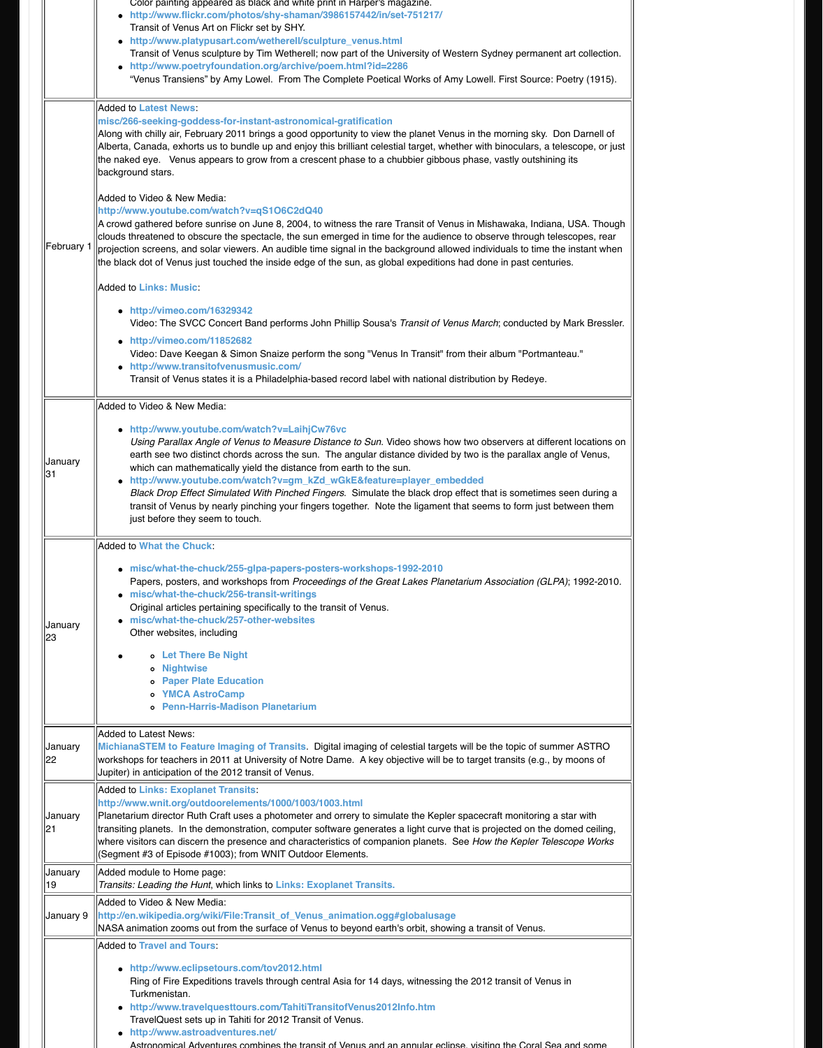| | |
|---|---|
| | Color painting appeared as black and white print in Harper's magazine.<br>• http://www.flickr.com/photos/shy-shaman/3986157442/in/set-751217/<br>Transit of Venus Art on Flickr set by SHY.<br>• http://www.platypusart.com/wetherell/sculpture_venus.html<br>Transit of Venus sculpture by Tim Wetherell; now part of the University of Western Sydney permanent art collection.<br>• http://www.poetryfoundation.org/archive/poem.html?id=2286<br>"Venus Transiens" by Amy Lowell. From The Complete Poetical Works of Amy Lowell. First Source: Poetry (1915). |
| February 1 | Added to **Latest News**:<br>**misc/266-seeking-goddess-for-instant-astronomical-gratification**<br>Along with chilly air, February 2011 brings a good opportunity to view the planet Venus in the morning sky. Don Darnell of Alberta, Canada, exhorts us to bundle up and enjoy this brilliant celestial target, whether with binoculars, a telescope, or just the naked eye. Venus appears to grow from a crescent phase to a chubbier gibbous phase, vastly outshining its background stars.<br><br>Added to Video & New Media:<br>**http://www.youtube.com/watch?v=qS1O6C2dQ40**<br>A crowd gathered before sunrise on June 8, 2004, to witness the rare Transit of Venus in Mishawaka, Indiana, USA. Though clouds threatened to obscure the spectacle, the sun emerged in time for the audience to observe through telescopes, rear projection screens, and solar viewers. An audible time signal in the background allowed individuals to time the instant when the black dot of Venus just touched the inside edge of the sun, as global expeditions had done in past centuries.<br><br>Added to **Links: Music**:<br>• http://vimeo.com/16329342<br>Video: The SVCC Concert Band performs John Phillip Sousa's *Transit of Venus March*; conducted by Mark Bressler.<br>• http://vimeo.com/11852682<br>Video: Dave Keegan & Simon Snaize perform the song "Venus In Transit" from their album "Portmanteau."<br>• http://www.transitofvenusmusic.com/<br>Transit of Venus states it is a Philadelphia-based record label with national distribution by Redeye. |
| January 31 | Added to Video & New Media:<br>• http://www.youtube.com/watch?v=LaihjCw76vc<br>*Using Parallax Angle of Venus to Measure Distance to Sun.* Video shows how two observers at different locations on earth see two distinct chords across the sun. The angular distance divided by two is the parallax angle of Venus, which can mathematically yield the distance from earth to the sun.<br>• http://www.youtube.com/watch?v=gm_kZd_wGkE&feature=player_embedded<br>*Black Drop Effect Simulated With Pinched Fingers.* Simulate the black drop effect that is sometimes seen during a transit of Venus by nearly pinching your fingers together. Note the ligament that seems to form just between them just before they seem to touch. |
| January 23 | Added to **What the Chuck**:<br>• misc/what-the-chuck/255-glpa-papers-posters-workshops-1992-2010<br>Papers, posters, and workshops from *Proceedings of the Great Lakes Planetarium Association (GLPA)*; 1992-2010.<br>• misc/what-the-chuck/256-transit-writings<br>Original articles pertaining specifically to the transit of Venus.<br>• misc/what-the-chuck/257-other-websites<br>Other websites, including<br>&nbsp;&nbsp;◦ Let There Be Night<br>&nbsp;&nbsp;◦ Nightwise<br>&nbsp;&nbsp;◦ Paper Plate Education<br>&nbsp;&nbsp;◦ YMCA AstroCamp<br>&nbsp;&nbsp;◦ Penn-Harris-Madison Planetarium |
| January 22 | Added to Latest News:<br>**MichianaSTEM to Feature Imaging of Transits**. Digital imaging of celestial targets will be the topic of summer ASTRO workshops for teachers in 2011 at University of Notre Dame. A key objective will be to target transits (e.g., by moons of Jupiter) in anticipation of the 2012 transit of Venus. |
| January 21 | Added to **Links: Exoplanet Transits**:<br>**http://www.wnit.org/outdoorelements/1000/1003/1003.html**<br>Planetarium director Ruth Craft uses a photometer and orrery to simulate the Kepler spacecraft monitoring a star with transiting planets. In the demonstration, computer software generates a light curve that is projected on the domed ceiling, where visitors can discern the presence and characteristics of companion planets. See *How the Kepler Telescope Works* (Segment #3 of Episode #1003); from WNIT Outdoor Elements. |
| January 19 | Added module to Home page:<br>*Transits: Leading the Hunt*, which links to **Links: Exoplanet Transits.** |
| January 9 | Added to Video & New Media:<br>**http://en.wikipedia.org/wiki/File:Transit_of_Venus_animation.ogg#globalusage**<br>NASA animation zooms out from the surface of Venus to beyond earth's orbit, showing a transit of Venus. |
| | Added to **Travel and Tours**:<br>• http://www.eclipsetours.com/tov2012.html<br>Ring of Fire Expeditions travels through central Asia for 14 days, witnessing the 2012 transit of Venus in Turkmenistan.<br>• http://www.travelquesttours.com/TahitiTransitofVenus2012Info.htm<br>TravelQuest sets up in Tahiti for 2012 Transit of Venus.<br>• http://www.astroadventures.net/<br>Astronomical Adventures combines the transit of Venus and an annular eclipse, visiting the Coral Sea and some |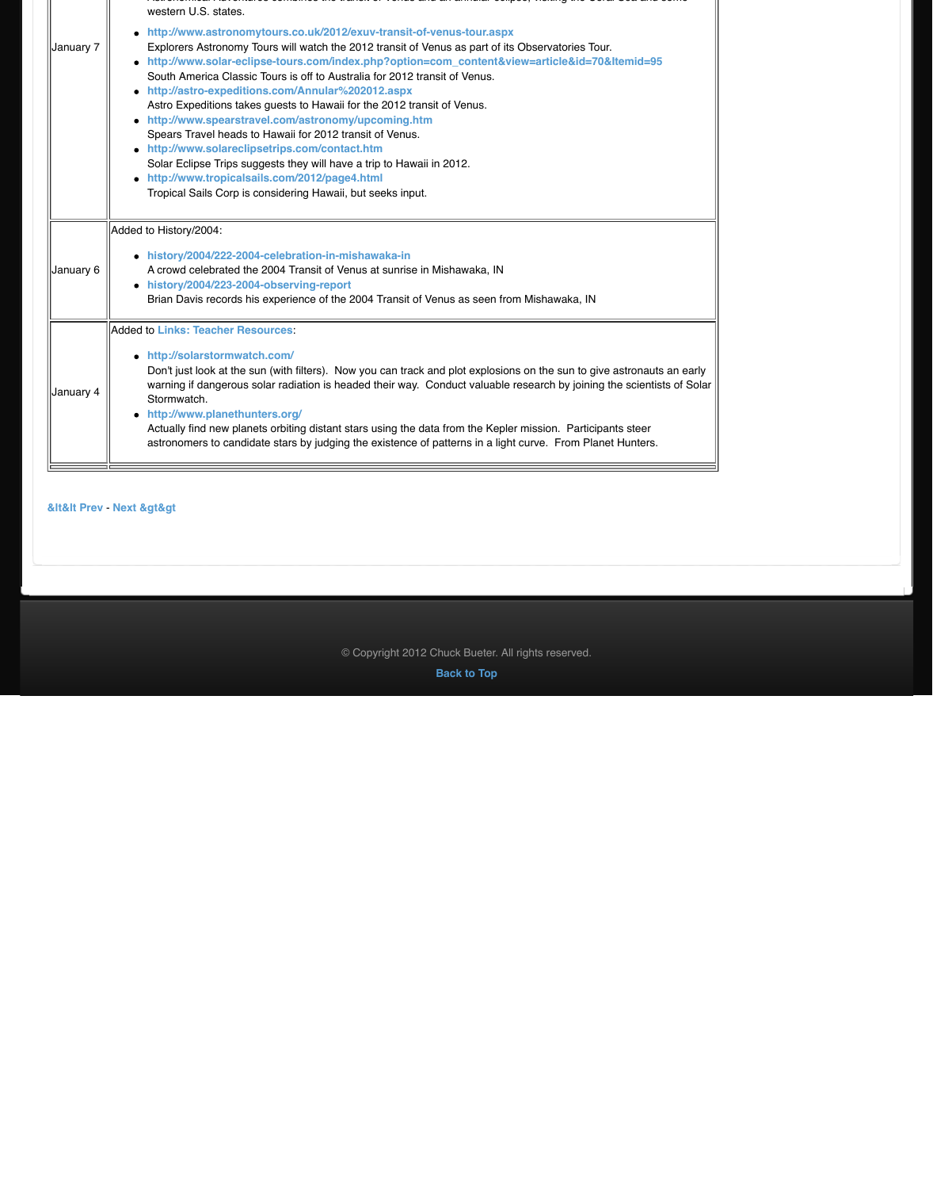| | |
|---|---|
| January 7 | western U.S. states.<br>• http://www.astronomytours.co.uk/2012/exuv-transit-of-venus-tour.aspx<br>Explorers Astronomy Tours will watch the 2012 transit of Venus as part of its Observatories Tour.<br>• http://www.solar-eclipse-tours.com/index.php?option=com_content&view=article&id=70&Itemid=95<br>South America Classic Tours is off to Australia for 2012 transit of Venus.<br>• http://astro-expeditions.com/Annular%202012.aspx<br>Astro Expeditions takes guests to Hawaii for the 2012 transit of Venus.<br>• http://www.spearstravel.com/astronomy/upcoming.htm<br>Spears Travel heads to Hawaii for 2012 transit of Venus.<br>• http://www.solareclipsetrips.com/contact.htm<br>Solar Eclipse Trips suggests they will have a trip to Hawaii in 2012.<br>• http://www.tropicalsails.com/2012/page4.html<br>Tropical Sails Corp is considering Hawaii, but seeks input. |
| January 6 | Added to History/2004:<br>• history/2004/222-2004-celebration-in-mishawaka-in<br>A crowd celebrated the 2004 Transit of Venus at sunrise in Mishawaka, IN<br>• history/2004/223-2004-observing-report<br>Brian Davis records his experience of the 2004 Transit of Venus as seen from Mishawaka, IN |
| January 4 | Added to Links: Teacher Resources:<br>• http://solarstormwatch.com/<br>Don't just look at the sun (with filters). Now you can track and plot explosions on the sun to give astronauts an early warning if dangerous solar radiation is headed their way. Conduct valuable research by joining the scientists of Solar Stormwatch.<br>• http://www.planethunters.org/<br>Actually find new planets orbiting distant stars using the data from the Kepler mission. Participants steer astronomers to candidate stars by judging the existence of patterns in a light curve. From Planet Hunters. |

&lt&lt Prev - Next &gt&gt

© Copyright 2012 Chuck Bueter. All rights reserved.

Back to Top